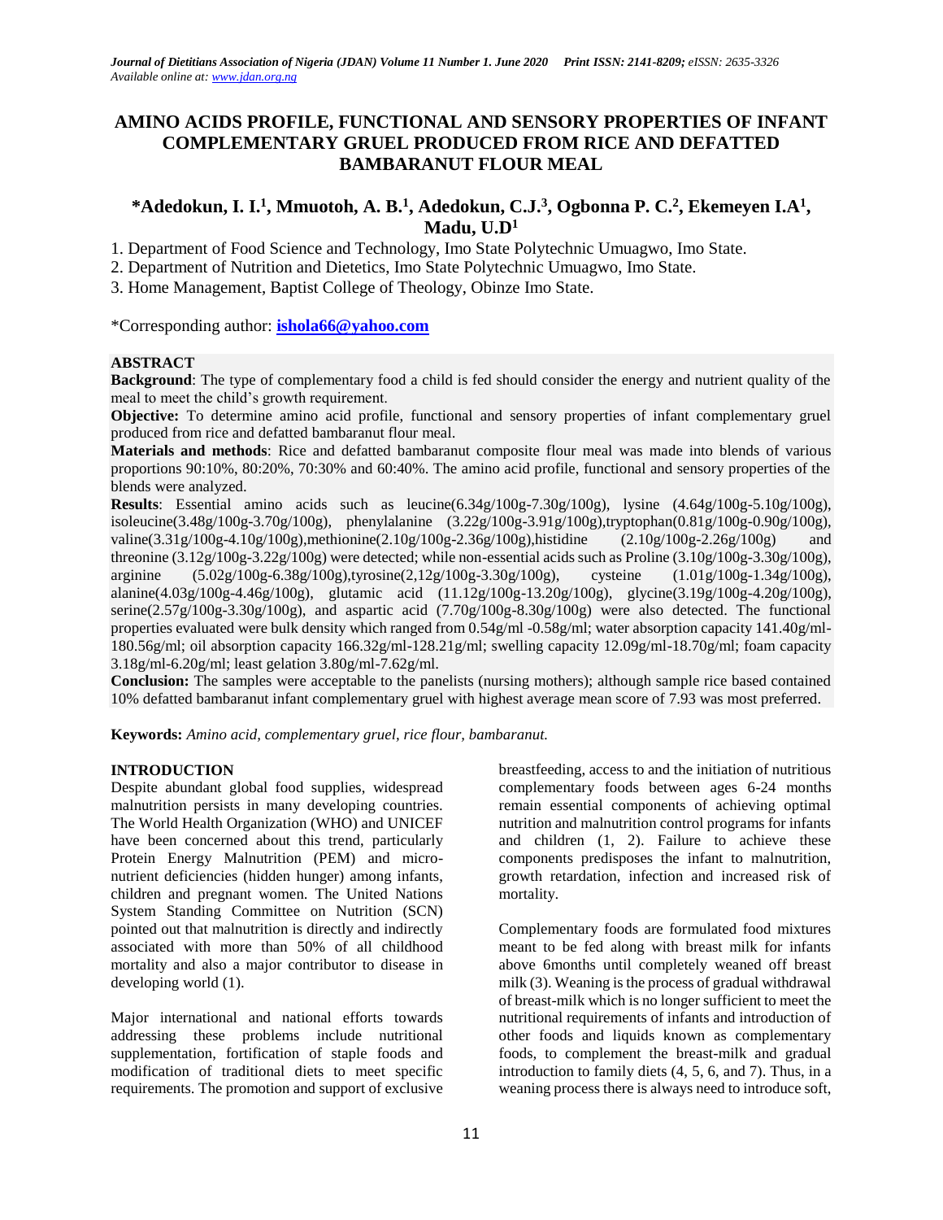# AMINO ACIDS PROFILE, FUNCTIONAL AND SENSORY PROPERTIES OF INFANT COMPLEMENTARY GRUEL PRODUCED FROM RICE AND DEFATTED BAMBARANUT FLOUR MEAL

**\*Adedokun, I. I.[1], Mmuotoh, A. B.[1], Adedokun, C.J.[3], Ogbonna P. C.[2], Ekemeyen I.A[1], Madu, U.D[1]**

1. Department of Food Science and Technology, Imo State Polytechnic Umuagwo, Imo State.
2. Department of Nutrition and Dietetics, Imo State Polytechnic Umuagwo, Imo State.
3. Home Management, Baptist College of Theology, Obinze Imo State.

*Corresponding author: **ishola66@yahoo.com**

**ABSTRACT**

**Background**: The type of complementary food a child is fed should consider the energy and nutrient quality of the meal to meet the child's growth requirement.

**Objective:** To determine amino acid profile, functional and sensory properties of infant complementary gruel produced from rice and defatted bambaranut flour meal.

**Materials and methods**: Rice and defatted bambaranut composite flour meal was made into blends of various proportions 90:10%, 80:20%, 70:30% and 60:40%. The amino acid profile, functional and sensory properties of the blends were analyzed.

**Results**: Essential amino acids such as leucine(6.34g/100g-7.30g/100g), lysine (4.64g/100g-5.10g/100g), isoleucine(3.48g/100g-3.70g/100g), phenylalanine (3.22g/100g-3.91g/100g),tryptophan(0.81g/100g-0.90g/100g), valine(3.31g/100g-4.10g/100g),methionine(2.10g/100g-2.36g/100g),histidine (2.10g/100g-2.26g/100g) and threonine (3.12g/100g-3.22g/100g) were detected; while non-essential acids such as Proline (3.10g/100g-3.30g/100g), arginine (5.02g/100g-6.38g/100g),tyrosine(2,12g/100g-3.30g/100g), cysteine (1.01g/100g-1.34g/100g), alanine(4.03g/100g-4.46g/100g), glutamic acid (11.12g/100g-13.20g/100g), glycine(3.19g/100g-4.20g/100g), serine(2.57g/100g-3.30g/100g), and aspartic acid (7.70g/100g-8.30g/100g) were also detected. The functional properties evaluated were bulk density which ranged from 0.54g/ml -0.58g/ml; water absorption capacity 141.40g/ml-180.56g/ml; oil absorption capacity 166.32g/ml-128.21g/ml; swelling capacity 12.09g/ml-18.70g/ml; foam capacity 3.18g/ml-6.20g/ml; least gelation 3.80g/ml-7.62g/ml.

**Conclusion:** The samples were acceptable to the panelists (nursing mothers); although sample rice based contained 10% defatted bambaranut infant complementary gruel with highest average mean score of 7.93 was most preferred.

**Keywords:** *Amino acid, complementary gruel, rice flour, bambaranut.*

## INTRODUCTION

Despite abundant global food supplies, widespread malnutrition persists in many developing countries. The World Health Organization (WHO) and UNICEF have been concerned about this trend, particularly Protein Energy Malnutrition (PEM) and micro-nutrient deficiencies (hidden hunger) among infants, children and pregnant women. The United Nations System Standing Committee on Nutrition (SCN) pointed out that malnutrition is directly and indirectly associated with more than 50% of all childhood mortality and also a major contributor to disease in developing world (1).

Major international and national efforts towards addressing these problems include nutritional supplementation, fortification of staple foods and modification of traditional diets to meet specific requirements. The promotion and support of exclusive breastfeeding, access to and the initiation of nutritious complementary foods between ages 6-24 months remain essential components of achieving optimal nutrition and malnutrition control programs for infants and children (1, 2). Failure to achieve these components predisposes the infant to malnutrition, growth retardation, infection and increased risk of mortality.

Complementary foods are formulated food mixtures meant to be fed along with breast milk for infants above 6months until completely weaned off breast milk (3). Weaning is the process of gradual withdrawal of breast-milk which is no longer sufficient to meet the nutritional requirements of infants and introduction of other foods and liquids known as complementary foods, to complement the breast-milk and gradual introduction to family diets (4, 5, 6, and 7). Thus, in a weaning process there is always need to introduce soft,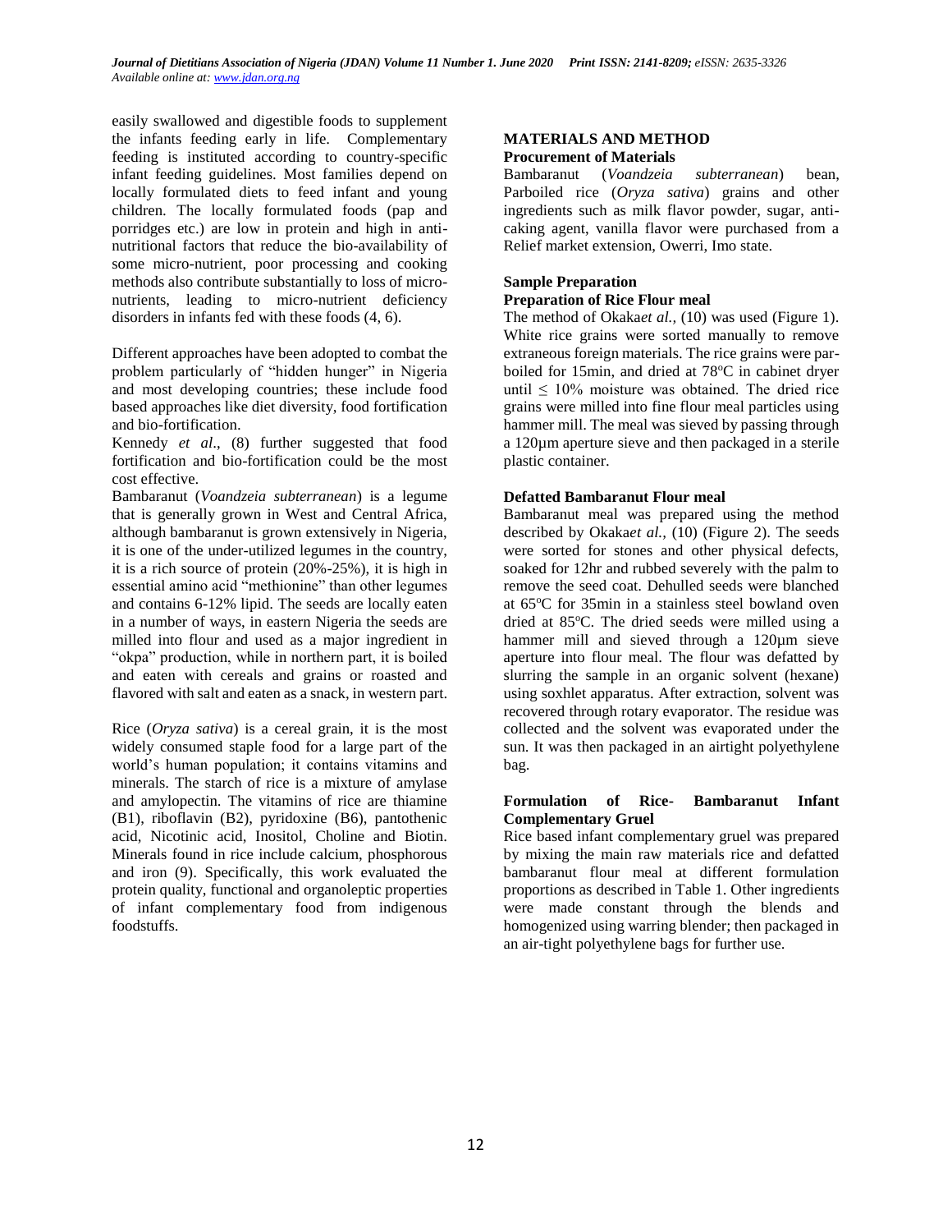easily swallowed and digestible foods to supplement the infants feeding early in life. Complementary feeding is instituted according to country-specific infant feeding guidelines. Most families depend on locally formulated diets to feed infant and young children. The locally formulated foods (pap and porridges etc.) are low in protein and high in anti-nutritional factors that reduce the bio-availability of some micro-nutrient, poor processing and cooking methods also contribute substantially to loss of micro-nutrients, leading to micro-nutrient deficiency disorders in infants fed with these foods (4, 6).

Different approaches have been adopted to combat the problem particularly of "hidden hunger" in Nigeria and most developing countries; these include food based approaches like diet diversity, food fortification and bio-fortification.

Kennedy *et al*., (8) further suggested that food fortification and bio-fortification could be the most cost effective.

Bambaranut (*Voandzeia subterranean*) is a legume that is generally grown in West and Central Africa, although bambaranut is grown extensively in Nigeria, it is one of the under-utilized legumes in the country, it is a rich source of protein (20%-25%), it is high in essential amino acid "methionine" than other legumes and contains 6-12% lipid. The seeds are locally eaten in a number of ways, in eastern Nigeria the seeds are milled into flour and used as a major ingredient in "okpa" production, while in northern part, it is boiled and eaten with cereals and grains or roasted and flavored with salt and eaten as a snack, in western part.

Rice (*Oryza sativa*) is a cereal grain, it is the most widely consumed staple food for a large part of the world's human population; it contains vitamins and minerals. The starch of rice is a mixture of amylase and amylopectin. The vitamins of rice are thiamine (B1), riboflavin (B2), pyridoxine (B6), pantothenic acid, Nicotinic acid, Inositol, Choline and Biotin. Minerals found in rice include calcium, phosphorous and iron (9). Specifically, this work evaluated the protein quality, functional and organoleptic properties of infant complementary food from indigenous foodstuffs.

## MATERIALS AND METHOD

### Procurement of Materials

Bambaranut (*Voandzeia subterranean*) bean, Parboiled rice (*Oryza sativa*) grains and other ingredients such as milk flavor powder, sugar, anti-caking agent, vanilla flavor were purchased from a Relief market extension, Owerri, Imo state.

### Sample Preparation

#### Preparation of Rice Flour meal

The method of Okaka*et al.,* (10) was used (Figure 1). White rice grains were sorted manually to remove extraneous foreign materials. The rice grains were par-boiled for 15min, and dried at 78°C in cabinet dryer until ≤ 10% moisture was obtained. The dried rice grains were milled into fine flour meal particles using hammer mill. The meal was sieved by passing through a 120µm aperture sieve and then packaged in a sterile plastic container.

#### Defatted Bambaranut Flour meal

Bambaranut meal was prepared using the method described by Okaka*et al.,* (10) (Figure 2). The seeds were sorted for stones and other physical defects, soaked for 12hr and rubbed severely with the palm to remove the seed coat. Dehulled seeds were blanched at 65°C for 35min in a stainless steel bowland oven dried at 85°C. The dried seeds were milled using a hammer mill and sieved through a 120µm sieve aperture into flour meal. The flour was defatted by slurring the sample in an organic solvent (hexane) using soxhlet apparatus. After extraction, solvent was recovered through rotary evaporator. The residue was collected and the solvent was evaporated under the sun. It was then packaged in an airtight polyethylene bag.

#### Formulation of Rice- Bambaranut Infant Complementary Gruel

Rice based infant complementary gruel was prepared by mixing the main raw materials rice and defatted bambaranut flour meal at different formulation proportions as described in Table 1. Other ingredients were made constant through the blends and homogenized using warring blender; then packaged in an air-tight polyethylene bags for further use.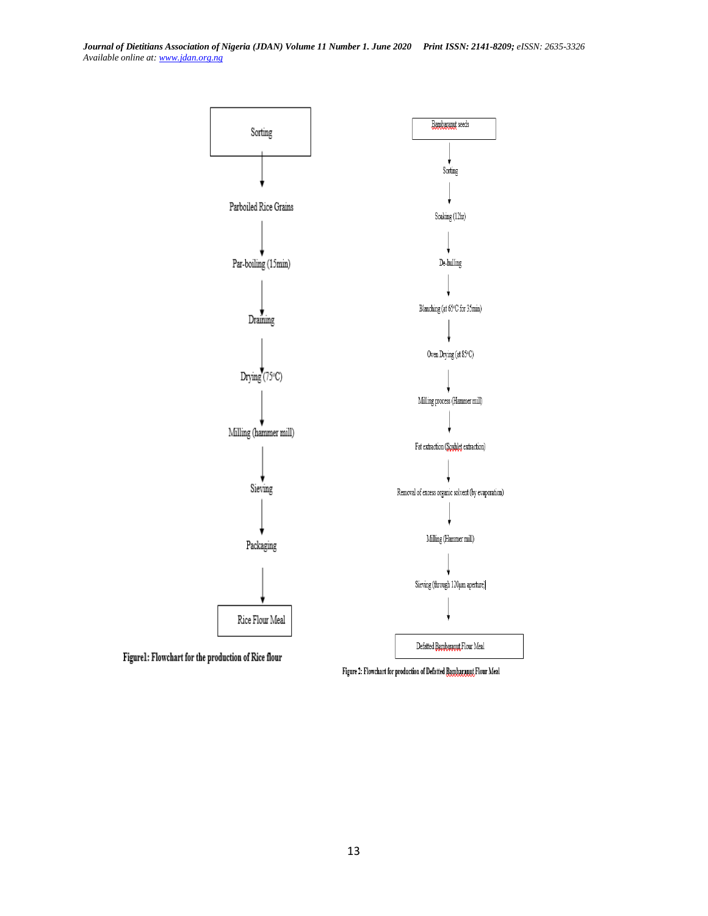Sorting

↓

Parboiled Rice Grains

↓

Par-boiling (15min)

↓

Draining

↓

Drying (75°C)

↓

Milling (hammer mill)

↓

Sieving

↓

Packaging

↓

Rice Flour Meal

**Figure1: Flowchart for the production of Rice flour**

Bambaranut seeds

↓

Sorting

↓

Soaking (12hr)

↓

De-hulling

↓

Blanching (at 65°C for 35min)

↓

Oven Drying (at 85°C)

↓

Milling process (Hammer mill)

↓

Fat extraction (Soxhlet extraction)

↓

Removal of excess organic solvent (by evaporation)

↓

Milling (Hammer mill)

↓

Sieving (through 120μm aperture)

↓

Defatted Bambaranut Flour Meal

**Figure 2: Flowchart for production of Defatted Bambaranut Flour Meal**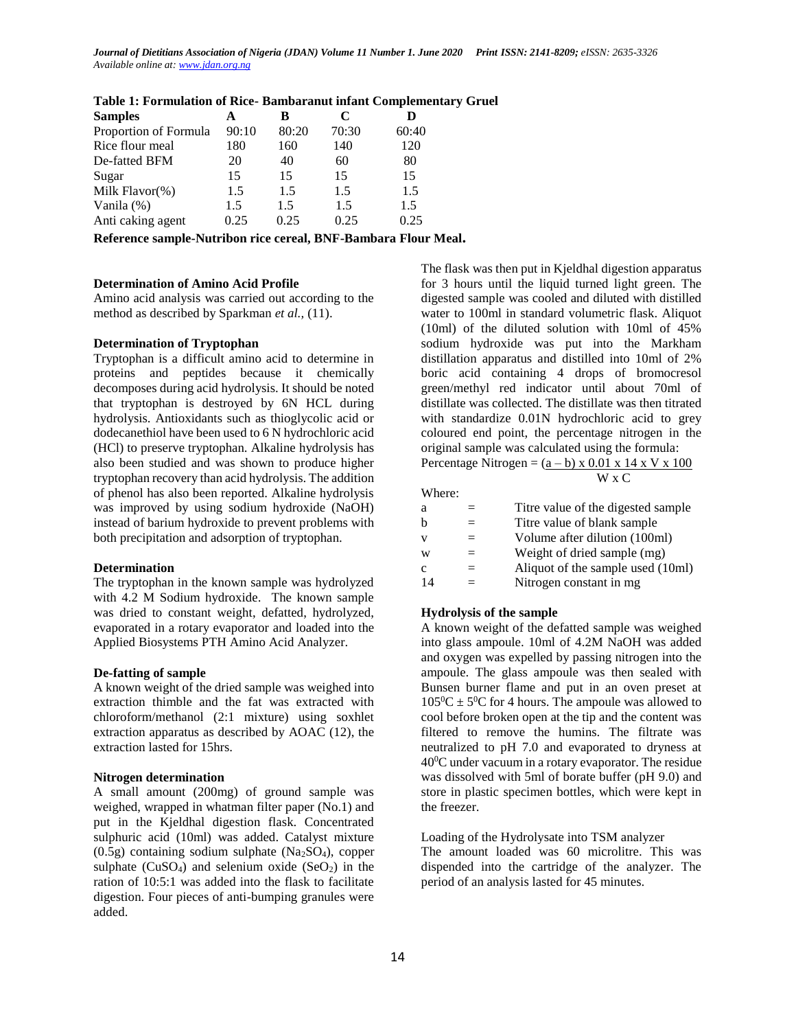**Table 1: Formulation of Rice- Bambaranut infant Complementary Gruel**

| Samples | A | B | C | D |
|---|---|---|---|---|
| Proportion of Formula | 90:10 | 80:20 | 70:30 | 60:40 |
| Rice flour meal | 180 | 160 | 140 | 120 |
| De-fatted BFM | 20 | 40 | 60 | 80 |
| Sugar | 15 | 15 | 15 | 15 |
| Milk Flavor(%) | 1.5 | 1.5 | 1.5 | 1.5 |
| Vanila (%) | 1.5 | 1.5 | 1.5 | 1.5 |
| Anti caking agent | 0.25 | 0.25 | 0.25 | 0.25 |

**Reference sample-Nutribon rice cereal, BNF-Bambara Flour Meal.**

**Determination of Amino Acid Profile**

Amino acid analysis was carried out according to the method as described by Sparkman *et al.,* (11).

**Determination of Tryptophan**

Tryptophan is a difficult amino acid to determine in proteins and peptides because it chemically decomposes during acid hydrolysis. It should be noted that tryptophan is destroyed by 6N HCL during hydrolysis. Antioxidants such as thioglycolic acid or dodecanethiol have been used to 6 N hydrochloric acid (HCl) to preserve tryptophan. Alkaline hydrolysis has also been studied and was shown to produce higher tryptophan recovery than acid hydrolysis. The addition of phenol has also been reported. Alkaline hydrolysis was improved by using sodium hydroxide (NaOH) instead of barium hydroxide to prevent problems with both precipitation and adsorption of tryptophan.

**Determination**

The tryptophan in the known sample was hydrolyzed with 4.2 M Sodium hydroxide. The known sample was dried to constant weight, defatted, hydrolyzed, evaporated in a rotary evaporator and loaded into the Applied Biosystems PTH Amino Acid Analyzer.

**De-fatting of sample**

A known weight of the dried sample was weighed into extraction thimble and the fat was extracted with chloroform/methanol (2:1 mixture) using soxhlet extraction apparatus as described by AOAC (12), the extraction lasted for 15hrs.

**Nitrogen determination**

A small amount (200mg) of ground sample was weighed, wrapped in whatman filter paper (No.1) and put in the Kjeldhal digestion flask. Concentrated sulphuric acid (10ml) was added. Catalyst mixture (0.5g) containing sodium sulphate ($Na_2SO_4$), copper sulphate ($CuSO_4$) and selenium oxide ($SeO_2$) in the ration of 10:5:1 was added into the flask to facilitate digestion. Four pieces of anti-bumping granules were added.

The flask was then put in Kjeldhal digestion apparatus for 3 hours until the liquid turned light green. The digested sample was cooled and diluted with distilled water to 100ml in standard volumetric flask. Aliquot (10ml) of the diluted solution with 10ml of 45% sodium hydroxide was put into the Markham distillation apparatus and distilled into 10ml of 2% boric acid containing 4 drops of bromocresol green/methyl red indicator until about 70ml of distillate was collected. The distillate was then titrated with standardize 0.01N hydrochloric acid to grey coloured end point, the percentage nitrogen in the original sample was calculated using the formula:

$$\text{Percentage Nitrogen} = \frac{(a - b) \times 0.01 \times 14 \times V \times 100}{W \times C}$$

Where:

| | | |
|---|---|---|
| a | = | Titre value of the digested sample |
| b | = | Titre value of blank sample |
| v | = | Volume after dilution (100ml) |
| w | = | Weight of dried sample (mg) |
| c | = | Aliquot of the sample used (10ml) |
| 14 | = | Nitrogen constant in mg |

**Hydrolysis of the sample**

A known weight of the defatted sample was weighed into glass ampoule. 10ml of 4.2M NaOH was added and oxygen was expelled by passing nitrogen into the ampoule. The glass ampoule was then sealed with Bunsen burner flame and put in an oven preset at $105^0C \pm 5^0C$ for 4 hours. The ampoule was allowed to cool before broken open at the tip and the content was filtered to remove the humins. The filtrate was neutralized to pH 7.0 and evaporated to dryness at $40^0C$ under vacuum in a rotary evaporator. The residue was dissolved with 5ml of borate buffer (pH 9.0) and store in plastic specimen bottles, which were kept in the freezer.

Loading of the Hydrolysate into TSM analyzer

The amount loaded was 60 microlitre. This was dispended into the cartridge of the analyzer. The period of an analysis lasted for 45 minutes.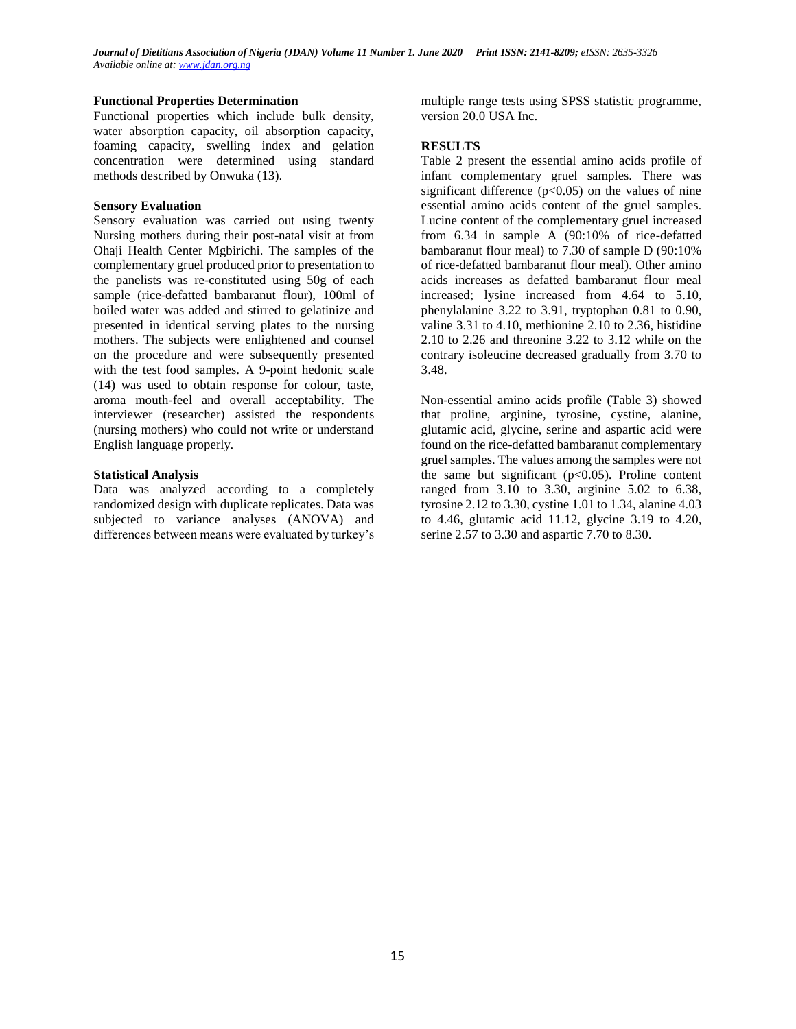### Functional Properties Determination

Functional properties which include bulk density, water absorption capacity, oil absorption capacity, foaming capacity, swelling index and gelation concentration were determined using standard methods described by Onwuka (13).

### Sensory Evaluation

Sensory evaluation was carried out using twenty Nursing mothers during their post-natal visit at from Ohaji Health Center Mgbirichi. The samples of the complementary gruel produced prior to presentation to the panelists was re-constituted using 50g of each sample (rice-defatted bambaranut flour), 100ml of boiled water was added and stirred to gelatinize and presented in identical serving plates to the nursing mothers. The subjects were enlightened and counsel on the procedure and were subsequently presented with the test food samples. A 9-point hedonic scale (14) was used to obtain response for colour, taste, aroma mouth-feel and overall acceptability. The interviewer (researcher) assisted the respondents (nursing mothers) who could not write or understand English language properly.

### Statistical Analysis

Data was analyzed according to a completely randomized design with duplicate replicates. Data was subjected to variance analyses (ANOVA) and differences between means were evaluated by turkey's multiple range tests using SPSS statistic programme, version 20.0 USA Inc.

## RESULTS

Table 2 present the essential amino acids profile of infant complementary gruel samples. There was significant difference ($p<0.05$) on the values of nine essential amino acids content of the gruel samples. Lucine content of the complementary gruel increased from 6.34 in sample A (90:10% of rice-defatted bambaranut flour meal) to 7.30 of sample D (90:10% of rice-defatted bambaranut flour meal). Other amino acids increases as defatted bambaranut flour meal increased; lysine increased from 4.64 to 5.10, phenylalanine 3.22 to 3.91, tryptophan 0.81 to 0.90, valine 3.31 to 4.10, methionine 2.10 to 2.36, histidine 2.10 to 2.26 and threonine 3.22 to 3.12 while on the contrary isoleucine decreased gradually from 3.70 to 3.48.

Non-essential amino acids profile (Table 3) showed that proline, arginine, tyrosine, cystine, alanine, glutamic acid, glycine, serine and aspartic acid were found on the rice-defatted bambaranut complementary gruel samples. The values among the samples were not the same but significant ($p<0.05$). Proline content ranged from 3.10 to 3.30, arginine 5.02 to 6.38, tyrosine 2.12 to 3.30, cystine 1.01 to 1.34, alanine 4.03 to 4.46, glutamic acid 11.12, glycine 3.19 to 4.20, serine 2.57 to 3.30 and aspartic 7.70 to 8.30.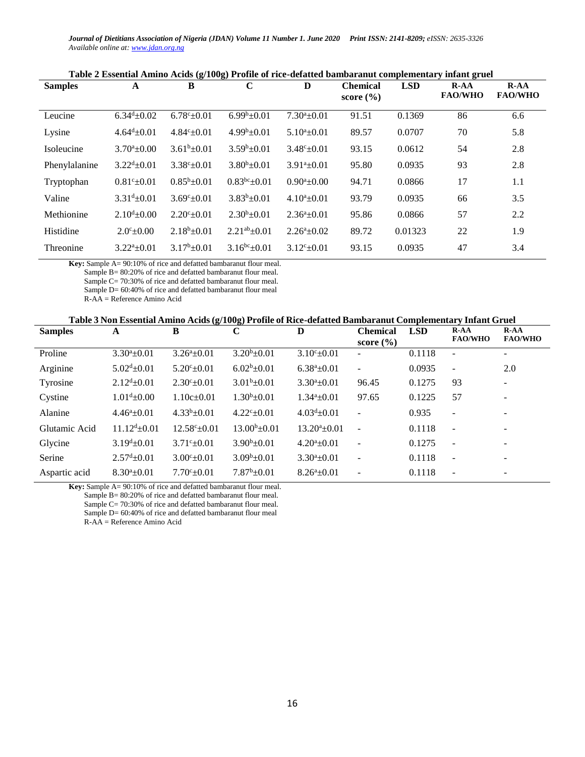**Table 2 Essential Amino Acids (g/100g) Profile of rice-defatted bambaranut complementary infant gruel**

| Samples | A | B | C | D | Chemical score (%) | LSD | R-AA FAO/WHO | R-AA FAO/WHO |
|---|---|---|---|---|---|---|---|---|
| Leucine | 6.34[d]±0.02 | 6.78[c]±0.01 | 6.99[b]±0.01 | 7.30[a]±0.01 | 91.51 | 0.1369 | 86 | 6.6 |
| Lysine | 4.64[d]±0.01 | 4.84[c]±0.01 | 4.99[b]±0.01 | 5.10[a]±0.01 | 89.57 | 0.0707 | 70 | 5.8 |
| Isoleucine | 3.70[a]±0.00 | 3.61[b]±0.01 | 3.59[b]±0.01 | 3.48[c]±0.01 | 93.15 | 0.0612 | 54 | 2.8 |
| Phenylalanine | 3.22[d]±0.01 | 3.38[c]±0.01 | 3.80[b]±0.01 | 3.91[a]±0.01 | 95.80 | 0.0935 | 93 | 2.8 |
| Tryptophan | 0.81[c]±0.01 | 0.85[b]±0.01 | 0.83[bc]±0.01 | 0.90[a]±0.00 | 94.71 | 0.0866 | 17 | 1.1 |
| Valine | 3.31[d]±0.01 | 3.69[c]±0.01 | 3.83[b]±0.01 | 4.10[a]±0.01 | 93.79 | 0.0935 | 66 | 3.5 |
| Methionine | 2.10[d]±0.00 | 2.20[c]±0.01 | 2.30[b]±0.01 | 2.36[a]±0.01 | 95.86 | 0.0866 | 57 | 2.2 |
| Histidine | 2.0[c]±0.00 | 2.18[b]±0.01 | 2.21[ab]±0.01 | 2.26[a]±0.02 | 89.72 | 0.01323 | 22 | 1.9 |
| Threonine | 3.22[a]±0.01 | 3.17[b]±0.01 | 3.16[bc]±0.01 | 3.12[c]±0.01 | 93.15 | 0.0935 | 47 | 3.4 |

**Key:** Sample A= 90:10% of rice and defatted bambaranut flour meal.
Sample B= 80:20% of rice and defatted bambaranut flour meal.
Sample C= 70:30% of rice and defatted bambaranut flour meal.
Sample D= 60:40% of rice and defatted bambaranut flour meal
R-AA = Reference Amino Acid

**Table 3 Non Essential Amino Acids (g/100g) Profile of Rice-defatted Bambaranut Complementary Infant Gruel**

| Samples | A | B | C | D | Chemical score (%) | LSD | R-AA FAO/WHO | R-AA FAO/WHO |
|---|---|---|---|---|---|---|---|---|
| Proline | 3.30[a]±0.01 | 3.26[a]±0.01 | 3.20[b]±0.01 | 3.10[c]±0.01 | - | 0.1118 | - | - |
| Arginine | 5.02[d]±0.01 | 5.20[c]±0.01 | 6.02[b]±0.01 | 6.38[a]±0.01 | - | 0.0935 | - | 2.0 |
| Tyrosine | 2.12[d]±0.01 | 2.30[c]±0.01 | 3.01[b]±0.01 | 3.30[a]±0.01 | 96.45 | 0.1275 | 93 | - |
| Cystine | 1.01[d]±0.00 | 1.10c±0.01 | 1.30[b]±0.01 | 1.34[a]±0.01 | 97.65 | 0.1225 | 57 | - |
| Alanine | 4.46[a]±0.01 | 4.33[b]±0.01 | 4.22[c]±0.01 | 4.03[d]±0.01 | - | 0.935 | - | - |
| Glutamic Acid | 11.12[d]±0.01 | 12.58[c]±0.01 | 13.00[b]±0.01 | 13.20[a]±0.01 | - | 0.1118 | - | - |
| Glycine | 3.19[d]±0.01 | 3.71[c]±0.01 | 3.90[b]±0.01 | 4.20[a]±0.01 | - | 0.1275 | - | - |
| Serine | 2.57[d]±0.01 | 3.00[c]±0.01 | 3.09[b]±0.01 | 3.30[a]±0.01 | - | 0.1118 | - | - |
| Aspartic acid | 8.30[a]±0.01 | 7.70[c]±0.01 | 7.87[b]±0.01 | 8.26[a]±0.01 | - | 0.1118 | - | - |

**Key:** Sample A= 90:10% of rice and defatted bambaranut flour meal.
Sample B= 80:20% of rice and defatted bambaranut flour meal.
Sample C= 70:30% of rice and defatted bambaranut flour meal.
Sample D= 60:40% of rice and defatted bambaranut flour meal
R-AA = Reference Amino Acid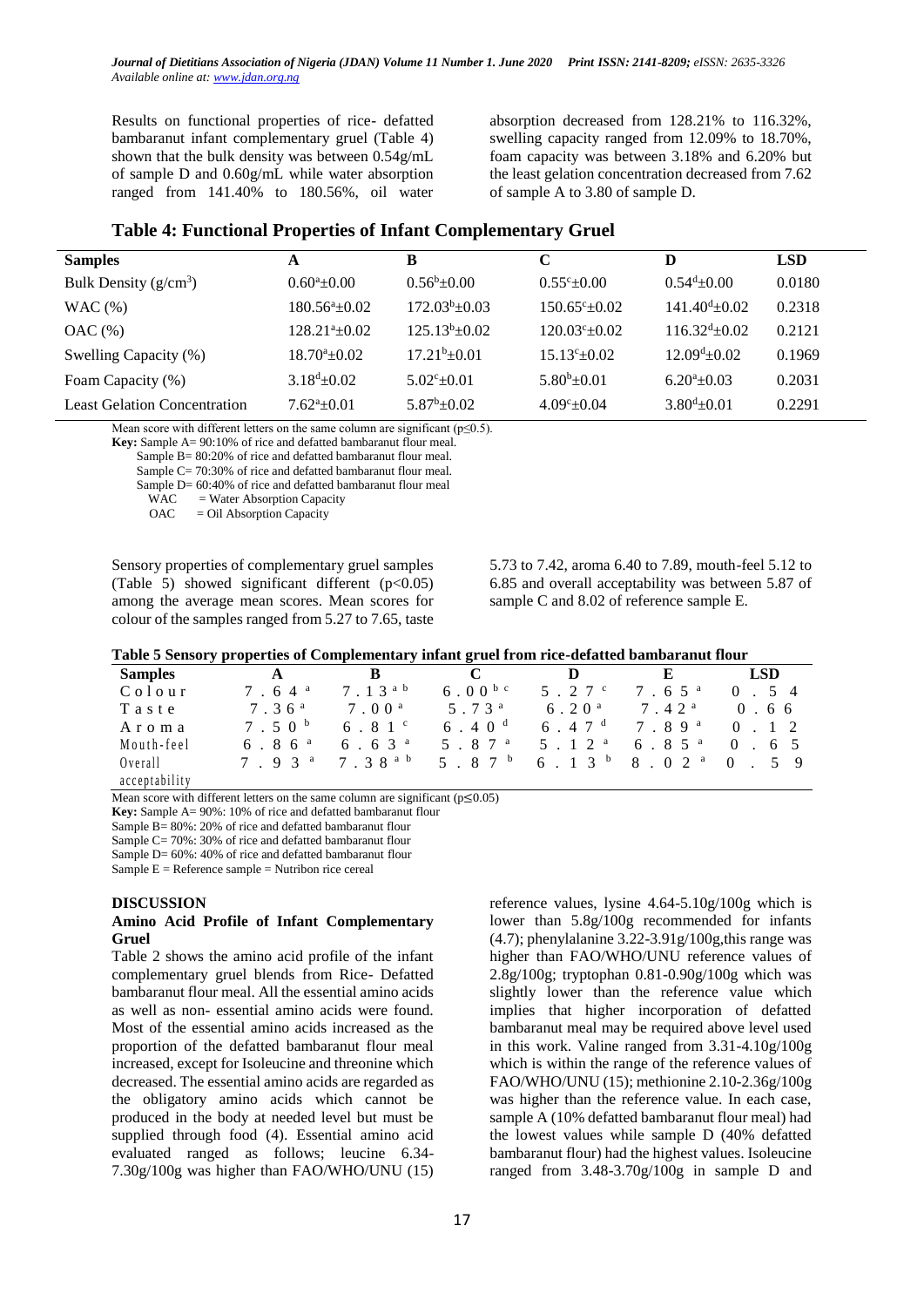Results on functional properties of rice- defatted bambaranut infant complementary gruel (Table 4) shown that the bulk density was between 0.54g/mL of sample D and 0.60g/mL while water absorption ranged from 141.40% to 180.56%, oil water absorption decreased from 128.21% to 116.32%, swelling capacity ranged from 12.09% to 18.70%, foam capacity was between 3.18% and 6.20% but the least gelation concentration decreased from 7.62 of sample A to 3.80 of sample D.

**Table 4: Functional Properties of Infant Complementary Gruel**

| Samples | A | B | C | D | LSD |
|---|---|---|---|---|---|
| Bulk Density ($g/cm^3$) | $0.60^a±0.00$ | $0.56^b±0.00$ | $0.55^c±0.00$ | $0.54^d±0.00$ | 0.0180 |
| WAC (%) | $180.56^a±0.02$ | $172.03^b±0.03$ | $150.65^c±0.02$ | $141.40^d±0.02$ | 0.2318 |
| OAC (%) | $128.21^a±0.02$ | $125.13^b±0.02$ | $120.03^c±0.02$ | $116.32^d±0.02$ | 0.2121 |
| Swelling Capacity (%) | $18.70^a±0.02$ | $17.21^b±0.01$ | $15.13^c±0.02$ | $12.09^d±0.02$ | 0.1969 |
| Foam Capacity (%) | $3.18^d±0.02$ | $5.02^c±0.01$ | $5.80^b±0.01$ | $6.20^a±0.03$ | 0.2031 |
| Least Gelation Concentration | $7.62^a±0.01$ | $5.87^b±0.02$ | $4.09^c±0.04$ | $3.80^d±0.01$ | 0.2291 |

Mean score with different letters on the same column are significant (p≤0.5).
**Key:** Sample A= 90:10% of rice and defatted bambaranut flour meal.
Sample B= 80:20% of rice and defatted bambaranut flour meal.
Sample C= 70:30% of rice and defatted bambaranut flour meal.
Sample D= 60:40% of rice and defatted bambaranut flour meal
WAC = Water Absorption Capacity
OAC = Oil Absorption Capacity

Sensory properties of complementary gruel samples (Table 5) showed significant different (p<0.05) among the average mean scores. Mean scores for colour of the samples ranged from 5.27 to 7.65, taste 5.73 to 7.42, aroma 6.40 to 7.89, mouth-feel 5.12 to 6.85 and overall acceptability was between 5.87 of sample C and 8.02 of reference sample E.

**Table 5 Sensory properties of Complementary infant gruel from rice-defatted bambaranut flour**

| Samples | A | B | C | D | E | LSD |
|---|---|---|---|---|---|---|
| Colour | $7.64^a$ | $7.13^{ab}$ | $6.00^{bc}$ | $5.27^c$ | $7.65^a$ | 0.54 |
| Taste | $7.36^a$ | $7.00^a$ | $5.73^a$ | $6.20^a$ | $7.42^a$ | 0.66 |
| Aroma | $7.50^b$ | $6.81^c$ | $6.40^d$ | $6.47^d$ | $7.89^a$ | 0.12 |
| Mouth-feel | $6.86^a$ | $6.63^a$ | $5.87^a$ | $5.12^a$ | $6.85^a$ | 0.65 |
| Overall acceptability | $7.93^a$ | $7.38^{ab}$ | $5.87^b$ | $6.13^b$ | $8.02^a$ | 0.59 |

Mean score with different letters on the same column are significant (p≤0.05)
**Key:** Sample A= 90%: 10% of rice and defatted bambaranut flour
Sample B= 80%: 20% of rice and defatted bambaranut flour
Sample C= 70%: 30% of rice and defatted bambaranut flour
Sample D= 60%: 40% of rice and defatted bambaranut flour
Sample E = Reference sample = Nutribon rice cereal

## DISCUSSION

### Amino Acid Profile of Infant Complementary Gruel

Table 2 shows the amino acid profile of the infant complementary gruel blends from Rice- Defatted bambaranut flour meal. All the essential amino acids as well as non- essential amino acids were found. Most of the essential amino acids increased as the proportion of the defatted bambaranut flour meal increased, except for Isoleucine and threonine which decreased. The essential amino acids are regarded as the obligatory amino acids which cannot be produced in the body at needed level but must be supplied through food (4). Essential amino acid evaluated ranged as follows; leucine 6.34-7.30g/100g was higher than FAO/WHO/UNU (15) reference values, lysine 4.64-5.10g/100g which is lower than 5.8g/100g recommended for infants (4.7); phenylalanine 3.22-3.91g/100g,this range was higher than FAO/WHO/UNU reference values of 2.8g/100g; tryptophan 0.81-0.90g/100g which was slightly lower than the reference value which implies that higher incorporation of defatted bambaranut meal may be required above level used in this work. Valine ranged from 3.31-4.10g/100g which is within the range of the reference values of FAO/WHO/UNU (15); methionine 2.10-2.36g/100g was higher than the reference value. In each case, sample A (10% defatted bambaranut flour meal) had the lowest values while sample D (40% defatted bambaranut flour) had the highest values. Isoleucine ranged from 3.48-3.70g/100g in sample D and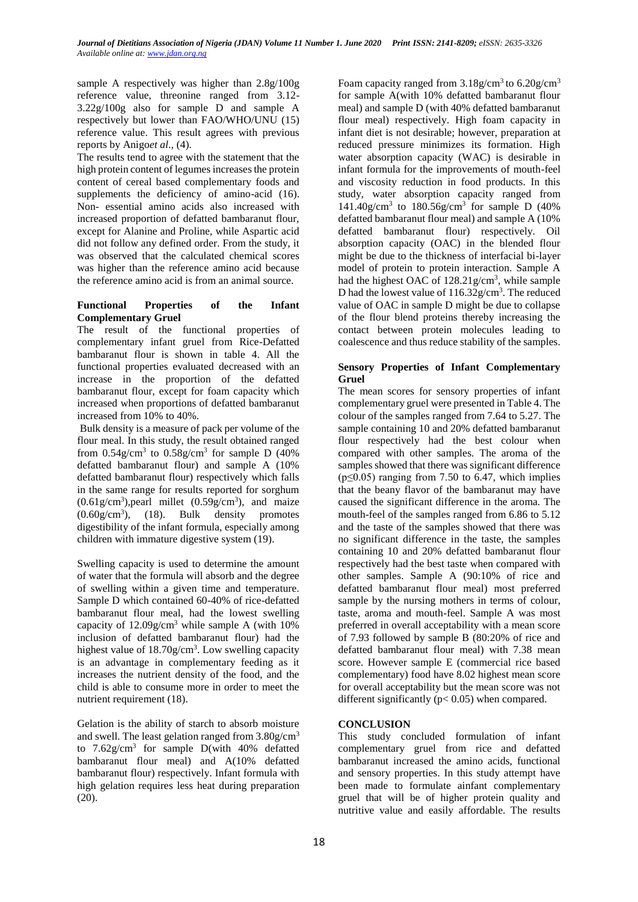sample A respectively was higher than 2.8g/100g reference value, threonine ranged from 3.12-3.22g/100g also for sample D and sample A respectively but lower than FAO/WHO/UNU (15) reference value. This result agrees with previous reports by Anigo*et al*., (4).

The results tend to agree with the statement that the high protein content of legumes increases the protein content of cereal based complementary foods and supplements the deficiency of amino-acid (16). Non- essential amino acids also increased with increased proportion of defatted bambaranut flour, except for Alanine and Proline, while Aspartic acid did not follow any defined order. From the study, it was observed that the calculated chemical scores was higher than the reference amino acid because the reference amino acid is from an animal source.

### Functional Properties of the Infant Complementary Gruel

The result of the functional properties of complementary infant gruel from Rice-Defatted bambaranut flour is shown in table 4. All the functional properties evaluated decreased with an increase in the proportion of the defatted bambaranut flour, except for foam capacity which increased when proportions of defatted bambaranut increased from 10% to 40%.

Bulk density is a measure of pack per volume of the flour meal. In this study, the result obtained ranged from $0.54g/cm^3$ to $0.58g/cm^3$ for sample D (40% defatted bambaranut flour) and sample A (10% defatted bambaranut flour) respectively which falls in the same range for results reported for sorghum ($0.61g/cm^3$),pearl millet ($0.59g/cm^3$), and maize ($0.60g/cm^3$), (18). Bulk density promotes digestibility of the infant formula, especially among children with immature digestive system (19).

Swelling capacity is used to determine the amount of water that the formula will absorb and the degree of swelling within a given time and temperature. Sample D which contained 60-40% of rice-defatted bambaranut flour meal, had the lowest swelling capacity of $12.09g/cm^3$ while sample A (with 10% inclusion of defatted bambaranut flour) had the highest value of $18.70g/cm^3$. Low swelling capacity is an advantage in complementary feeding as it increases the nutrient density of the food, and the child is able to consume more in order to meet the nutrient requirement (18).

Gelation is the ability of starch to absorb moisture and swell. The least gelation ranged from $3.80g/cm^3$ to $7.62g/cm^3$ for sample D(with 40% defatted bambaranut flour meal) and A(10% defatted bambaranut flour) respectively. Infant formula with high gelation requires less heat during preparation (20).

Foam capacity ranged from $3.18g/cm^3$ to $6.20g/cm^3$ for sample A(with 10% defatted bambaranut flour meal) and sample D (with 40% defatted bambaranut flour meal) respectively. High foam capacity in infant diet is not desirable; however, preparation at reduced pressure minimizes its formation. High water absorption capacity (WAC) is desirable in infant formula for the improvements of mouth-feel and viscosity reduction in food products. In this study, water absorption capacity ranged from $141.40g/cm^3$ to $180.56g/cm^3$ for sample D (40% defatted bambaranut flour meal) and sample A (10% defatted bambaranut flour) respectively. Oil absorption capacity (OAC) in the blended flour might be due to the thickness of interfacial bi-layer model of protein to protein interaction. Sample A had the highest OAC of $128.21g/cm^3$, while sample D had the lowest value of $116.32g/cm^3$. The reduced value of OAC in sample D might be due to collapse of the flour blend proteins thereby increasing the contact between protein molecules leading to coalescence and thus reduce stability of the samples.

### Sensory Properties of Infant Complementary Gruel

The mean scores for sensory properties of infant complementary gruel were presented in Table 4. The colour of the samples ranged from 7.64 to 5.27. The sample containing 10 and 20% defatted bambaranut flour respectively had the best colour when compared with other samples. The aroma of the samples showed that there was significant difference ($p \leq 0.05$) ranging from 7.50 to 6.47, which implies that the beany flavor of the bambaranut may have caused the significant difference in the aroma. The mouth-feel of the samples ranged from 6.86 to 5.12 and the taste of the samples showed that there was no significant difference in the taste, the samples containing 10 and 20% defatted bambaranut flour respectively had the best taste when compared with other samples. Sample A (90:10% of rice and defatted bambaranut flour meal) most preferred sample by the nursing mothers in terms of colour, taste, aroma and mouth-feel. Sample A was most preferred in overall acceptability with a mean score of 7.93 followed by sample B (80:20% of rice and defatted bambaranut flour meal) with 7.38 mean score. However sample E (commercial rice based complementary) food have 8.02 highest mean score for overall acceptability but the mean score was not different significantly ($p < 0.05$) when compared.

## CONCLUSION

This study concluded formulation of infant complementary gruel from rice and defatted bambaranut increased the amino acids, functional and sensory properties. In this study attempt have been made to formulate ainfant complementary gruel that will be of higher protein quality and nutritive value and easily affordable. The results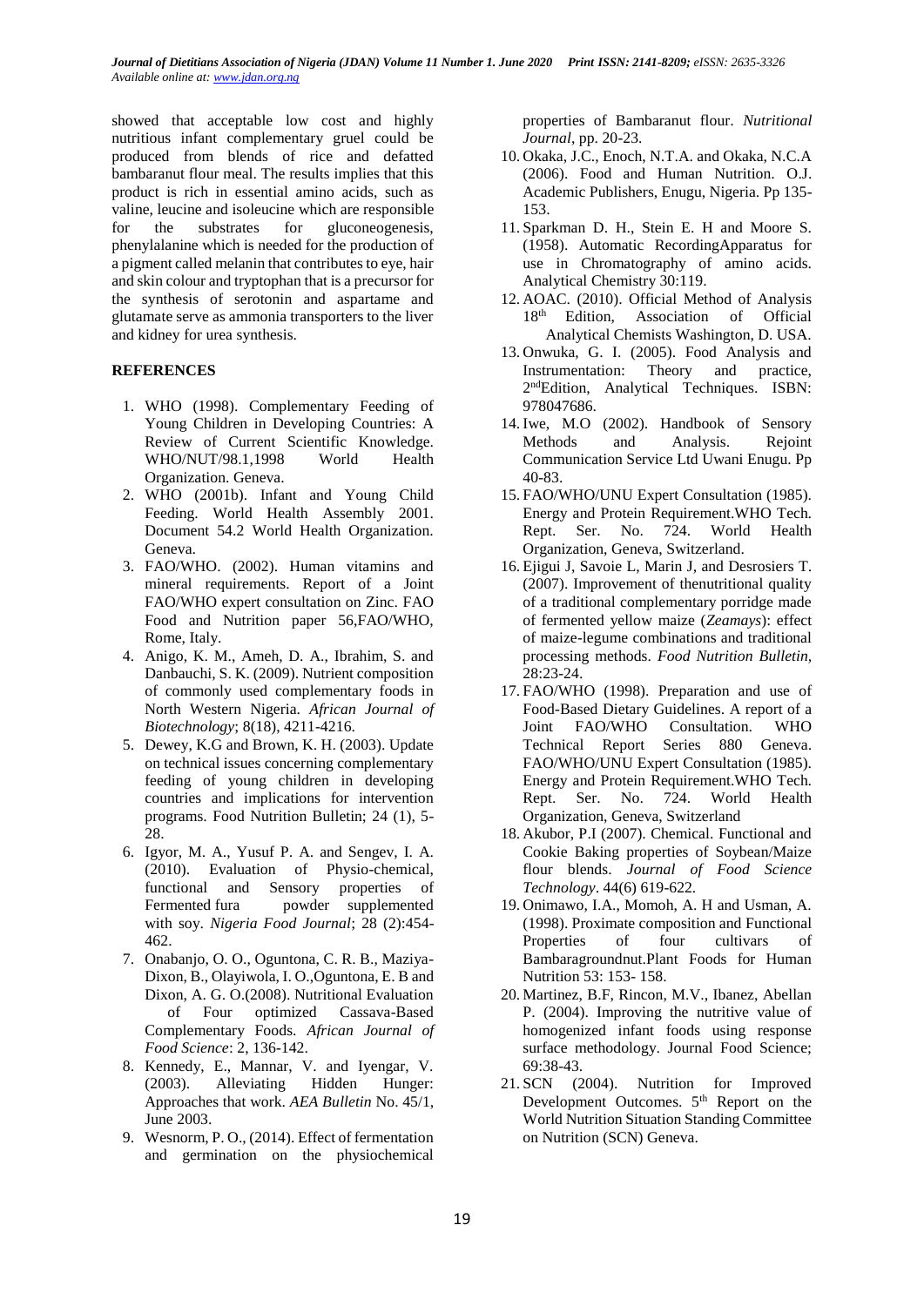showed that acceptable low cost and highly nutritious infant complementary gruel could be produced from blends of rice and defatted bambaranut flour meal. The results implies that this product is rich in essential amino acids, such as valine, leucine and isoleucine which are responsible for the substrates for gluconeogenesis, phenylalanine which is needed for the production of a pigment called melanin that contributes to eye, hair and skin colour and tryptophan that is a precursor for the synthesis of serotonin and aspartame and glutamate serve as ammonia transporters to the liver and kidney for urea synthesis.

## REFERENCES

1. WHO (1998). Complementary Feeding of Young Children in Developing Countries: A Review of Current Scientific Knowledge. WHO/NUT/98.1,1998 World Health Organization. Geneva.
2. WHO (2001b). Infant and Young Child Feeding. World Health Assembly 2001. Document 54.2 World Health Organization. Geneva.
3. FAO/WHO. (2002). Human vitamins and mineral requirements. Report of a Joint FAO/WHO expert consultation on Zinc. FAO Food and Nutrition paper 56,FAO/WHO, Rome, Italy.
4. Anigo, K. M., Ameh, D. A., Ibrahim, S. and Danbauchi, S. K. (2009). Nutrient composition of commonly used complementary foods in North Western Nigeria. *African Journal of Biotechnology*; 8(18), 4211-4216.
5. Dewey, K.G and Brown, K. H. (2003). Update on technical issues concerning complementary feeding of young children in developing countries and implications for intervention programs. Food Nutrition Bulletin; 24 (1), 5-28.
6. Igyor, M. A., Yusuf P. A. and Sengev, I. A. (2010). Evaluation of Physio-chemical, functional and Sensory properties of Fermented fura powder supplemented with soy. *Nigeria Food Journal*; 28 (2):454-462.
7. Onabanjo, O. O., Oguntona, C. R. B., Maziya-Dixon, B., Olayiwola, I. O.,Oguntona, E. B and Dixon, A. G. O.(2008). Nutritional Evaluation of Four optimized Cassava-Based Complementary Foods. *African Journal of Food Science*: 2, 136-142.
8. Kennedy, E., Mannar, V. and Iyengar, V. (2003). Alleviating Hidden Hunger: Approaches that work. *AEA Bulletin* No. 45/1, June 2003.
9. Wesnorm, P. O., (2014). Effect of fermentation and germination on the physiochemical properties of Bambaranut flour. *Nutritional Journal*, pp. 20-23.
10. Okaka, J.C., Enoch, N.T.A. and Okaka, N.C.A (2006). Food and Human Nutrition. O.J. Academic Publishers, Enugu, Nigeria. Pp 135-153.
11. Sparkman D. H., Stein E. H and Moore S. (1958). Automatic RecordingApparatus for use in Chromatography of amino acids. Analytical Chemistry 30:119.
12. AOAC. (2010). Official Method of Analysis 18th Edition, Association of Official Analytical Chemists Washington, D. USA.
13. Onwuka, G. I. (2005). Food Analysis and Instrumentation: Theory and practice, 2ndEdition, Analytical Techniques. ISBN: 978047686.
14. Iwe, M.O (2002). Handbook of Sensory Methods and Analysis. Rejoint Communication Service Ltd Uwani Enugu. Pp 40-83.
15. FAO/WHO/UNU Expert Consultation (1985). Energy and Protein Requirement.WHO Tech. Rept. Ser. No. 724. World Health Organization, Geneva, Switzerland.
16. Ejigui J, Savoie L, Marin J, and Desrosiers T. (2007). Improvement of thenutritional quality of a traditional complementary porridge made of fermented yellow maize (*Zeamays*): effect of maize-legume combinations and traditional processing methods. *Food Nutrition Bulletin*, 28:23-24.
17. FAO/WHO (1998). Preparation and use of Food-Based Dietary Guidelines. A report of a Joint FAO/WHO Consultation. WHO Technical Report Series 880 Geneva. FAO/WHO/UNU Expert Consultation (1985). Energy and Protein Requirement.WHO Tech. Rept. Ser. No. 724. World Health Organization, Geneva, Switzerland
18. Akubor, P.I (2007). Chemical. Functional and Cookie Baking properties of Soybean/Maize flour blends. *Journal of Food Science Technology*. 44(6) 619-622.
19. Onimawo, I.A., Momoh, A. H and Usman, A. (1998). Proximate composition and Functional Properties of four cultivars of Bambaragroundnut.Plant Foods for Human Nutrition 53: 153- 158.
20. Martinez, B.F, Rincon, M.V., Ibanez, Abellan P. (2004). Improving the nutritive value of homogenized infant foods using response surface methodology. Journal Food Science; 69:38-43.
21. SCN (2004). Nutrition for Improved Development Outcomes. 5th Report on the World Nutrition Situation Standing Committee on Nutrition (SCN) Geneva.